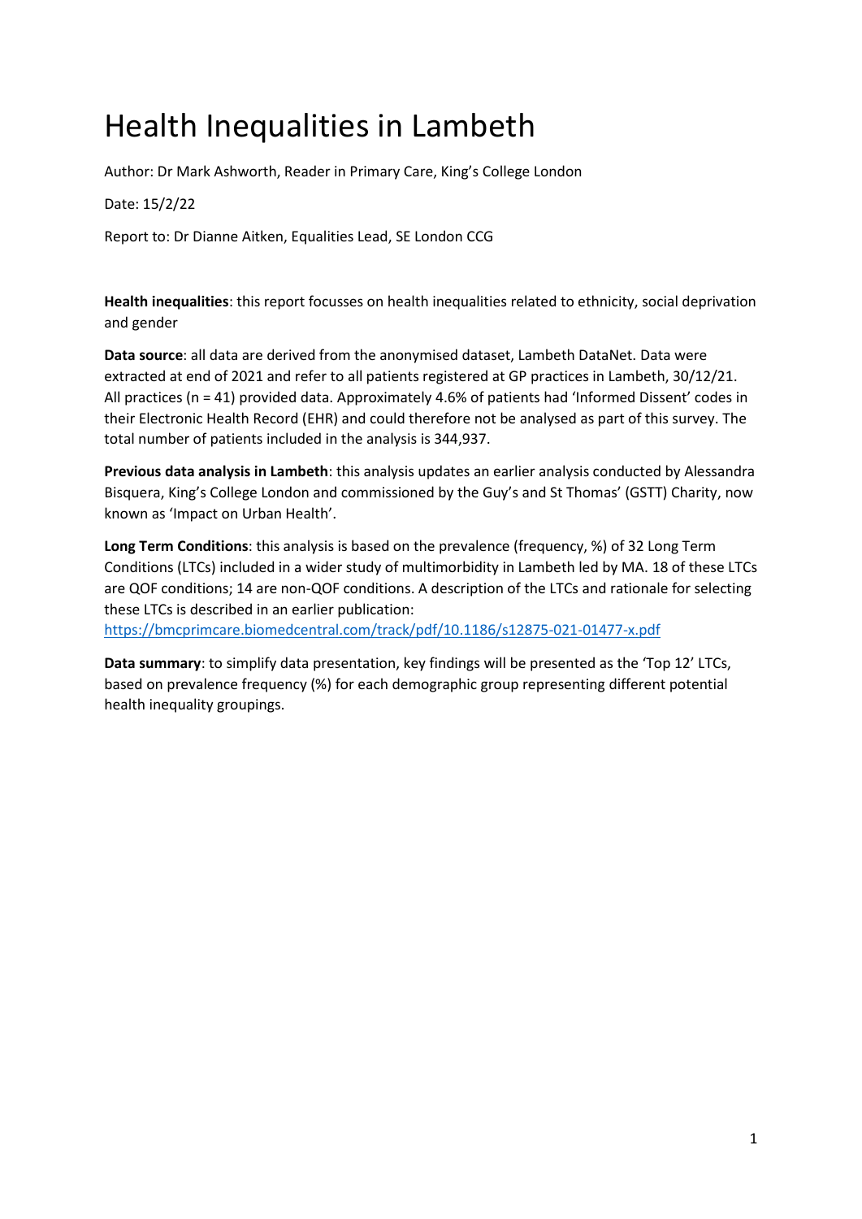# Health Inequalities in Lambeth

Author: Dr Mark Ashworth, Reader in Primary Care, King's College London

Date: 15/2/22

Report to: Dr Dianne Aitken, Equalities Lead, SE London CCG

**Health inequalities**: this report focusses on health inequalities related to ethnicity, social deprivation and gender

**Data source**: all data are derived from the anonymised dataset, Lambeth DataNet. Data were extracted at end of 2021 and refer to all patients registered at GP practices in Lambeth, 30/12/21. All practices (n = 41) provided data. Approximately 4.6% of patients had 'Informed Dissent' codes in their Electronic Health Record (EHR) and could therefore not be analysed as part of this survey. The total number of patients included in the analysis is 344,937.

**Previous data analysis in Lambeth**: this analysis updates an earlier analysis conducted by Alessandra Bisquera, King's College London and commissioned by the Guy's and St Thomas' (GSTT) Charity, now known as 'Impact on Urban Health'.

**Long Term Conditions**: this analysis is based on the prevalence (frequency, %) of 32 Long Term Conditions (LTCs) included in a wider study of multimorbidity in Lambeth led by MA. 18 of these LTCs are QOF conditions; 14 are non-QOF conditions. A description of the LTCs and rationale for selecting these LTCs is described in an earlier publication: https://bmcprimcare.biomedcentral.com/track/pdf/10.1186/s12875-021-01477-x.pdf

**Data summary**: to simplify data presentation, key findings will be presented as the 'Top 12' LTCs, based on prevalence frequency (%) for each demographic group representing different potential health inequality groupings.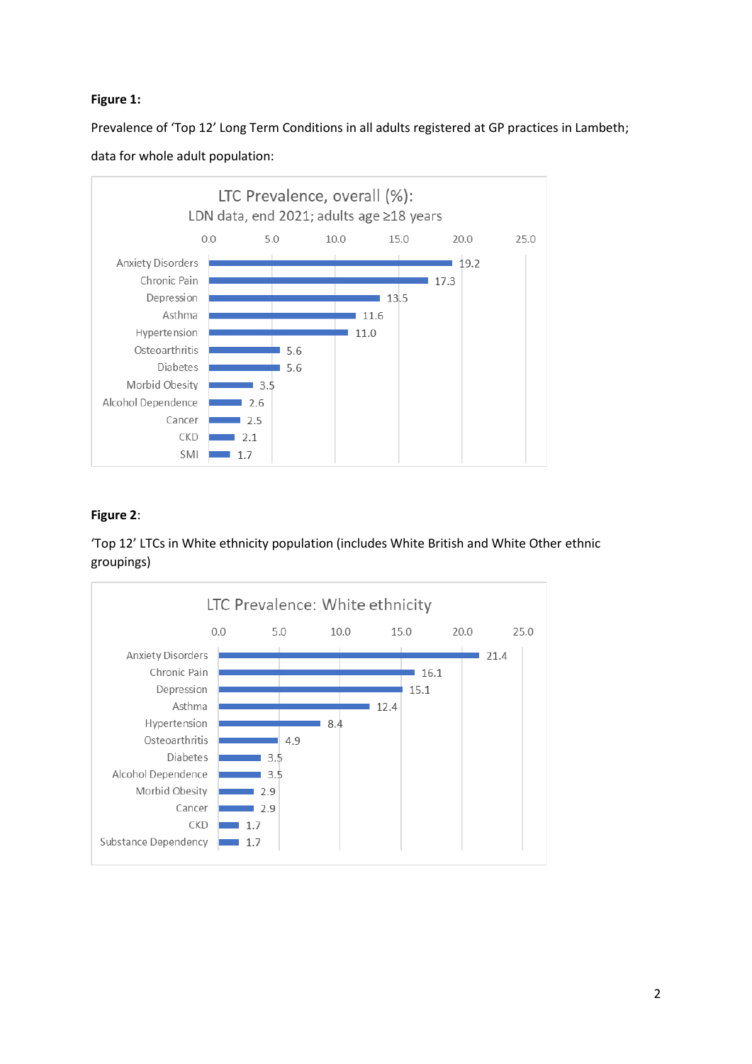**Figure 1:**

Prevalence of 'Top 12' Long Term Conditions in all adults registered at GP practices in Lambeth; data for whole adult population:

LTC Prevalence, overall (%):
LDN data, end 2021; adults age ≥18 years

| Condition | Prevalence (%) |
|---|---|
| Anxiety Disorders | 19.2 |
| Chronic Pain | 17.3 |
| Depression | 13.5 |
| Asthma | 11.6 |
| Hypertension | 11.0 |
| Osteoarthritis | 5.6 |
| Diabetes | 5.6 |
| Morbid Obesity | 3.5 |
| Alcohol Dependence | 2.6 |
| Cancer | 2.5 |
| CKD | 2.1 |
| SMI | 1.7 |

**Figure 2**:

'Top 12' LTCs in White ethnicity population (includes White British and White Other ethnic groupings)

LTC Prevalence: White ethnicity

| Condition | Prevalence (%) |
|---|---|
| Anxiety Disorders | 21.4 |
| Chronic Pain | 16.1 |
| Depression | 15.1 |
| Asthma | 12.4 |
| Hypertension | 8.4 |
| Osteoarthritis | 4.9 |
| Diabetes | 3.5 |
| Alcohol Dependence | 3.5 |
| Morbid Obesity | 2.9 |
| Cancer | 2.9 |
| CKD | 1.7 |
| Substance Dependency | 1.7 |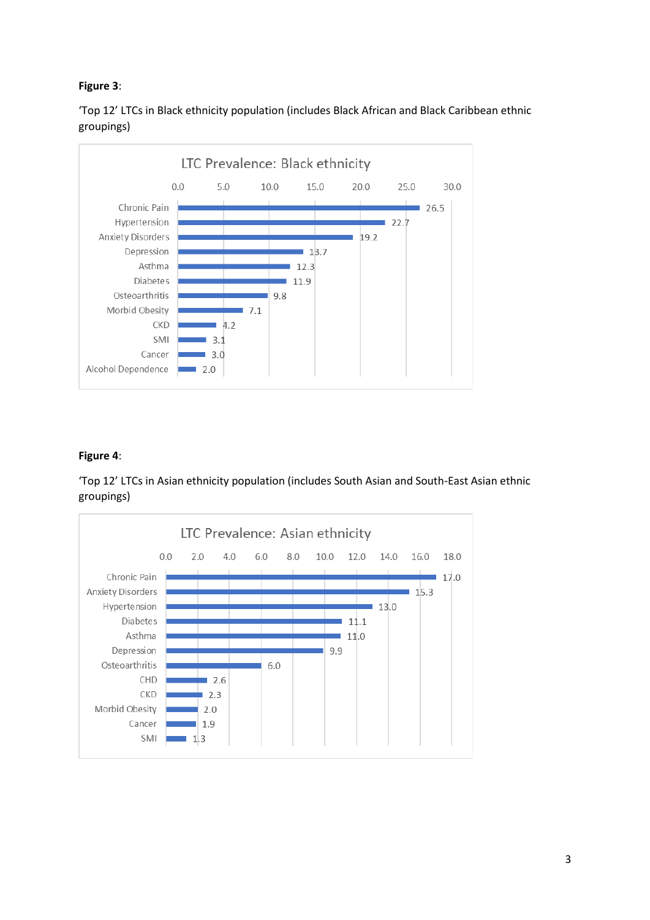**Figure 3**:

'Top 12' LTCs in Black ethnicity population (includes Black African and Black Caribbean ethnic groupings)

LTC Prevalence: Black ethnicity

| Condition | Prevalence |
| --- | --- |
| Chronic Pain | 26.5 |
| Hypertension | 22.7 |
| Anxiety Disorders | 19.2 |
| Depression | 13.7 |
| Asthma | 12.3 |
| Diabetes | 11.9 |
| Osteoarthritis | 9.8 |
| Morbid Obesity | 7.1 |
| CKD | 4.2 |
| SMI | 3.1 |
| Cancer | 3.0 |
| Alcohol Dependence | 2.0 |

**Figure 4**:

'Top 12' LTCs in Asian ethnicity population (includes South Asian and South-East Asian ethnic groupings)

LTC Prevalence: Asian ethnicity

| Condition | Prevalence |
| --- | --- |
| Chronic Pain | 17.0 |
| Anxiety Disorders | 15.3 |
| Hypertension | 13.0 |
| Diabetes | 11.1 |
| Asthma | 11.0 |
| Depression | 9.9 |
| Osteoarthritis | 6.0 |
| CHD | 2.6 |
| CKD | 2.3 |
| Morbid Obesity | 2.0 |
| Cancer | 1.9 |
| SMI | 1.3 |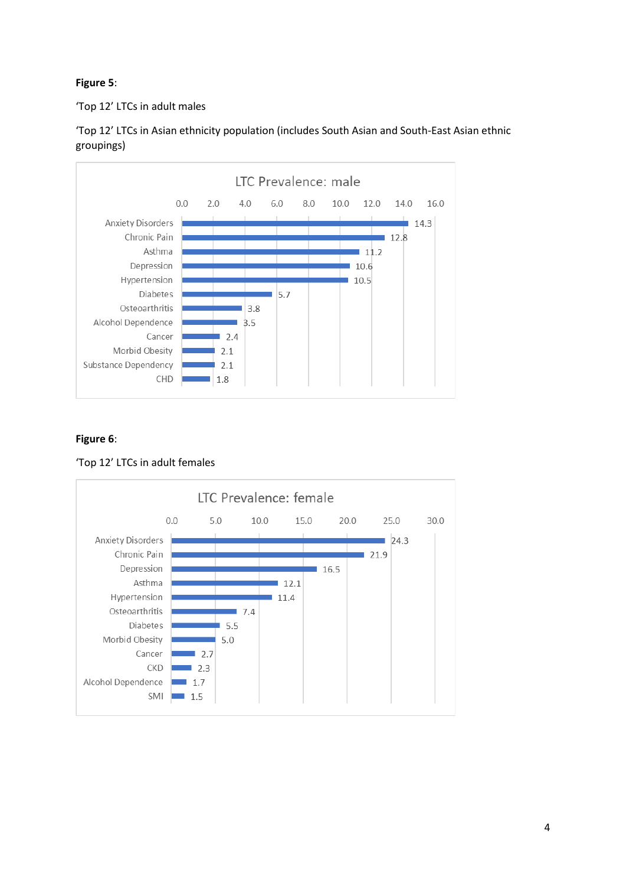**Figure 5**:

'Top 12' LTCs in adult males

'Top 12' LTCs in Asian ethnicity population (includes South Asian and South-East Asian ethnic groupings)

LTC Prevalence: male

| Condition | Prevalence |
|---|---|
| Anxiety Disorders | 14.3 |
| Chronic Pain | 12.8 |
| Asthma | 11.2 |
| Depression | 10.6 |
| Hypertension | 10.5 |
| Diabetes | 5.7 |
| Osteoarthritis | 3.8 |
| Alcohol Dependence | 3.5 |
| Cancer | 2.4 |
| Morbid Obesity | 2.1 |
| Substance Dependency | 2.1 |
| CHD | 1.8 |

**Figure 6**:

'Top 12' LTCs in adult females

LTC Prevalence: female

| Condition | Prevalence |
|---|---|
| Anxiety Disorders | 24.3 |
| Chronic Pain | 21.9 |
| Depression | 16.5 |
| Asthma | 12.1 |
| Hypertension | 11.4 |
| Osteoarthritis | 7.4 |
| Diabetes | 5.5 |
| Morbid Obesity | 5.0 |
| Cancer | 2.7 |
| CKD | 2.3 |
| Alcohol Dependence | 1.7 |
| SMI | 1.5 |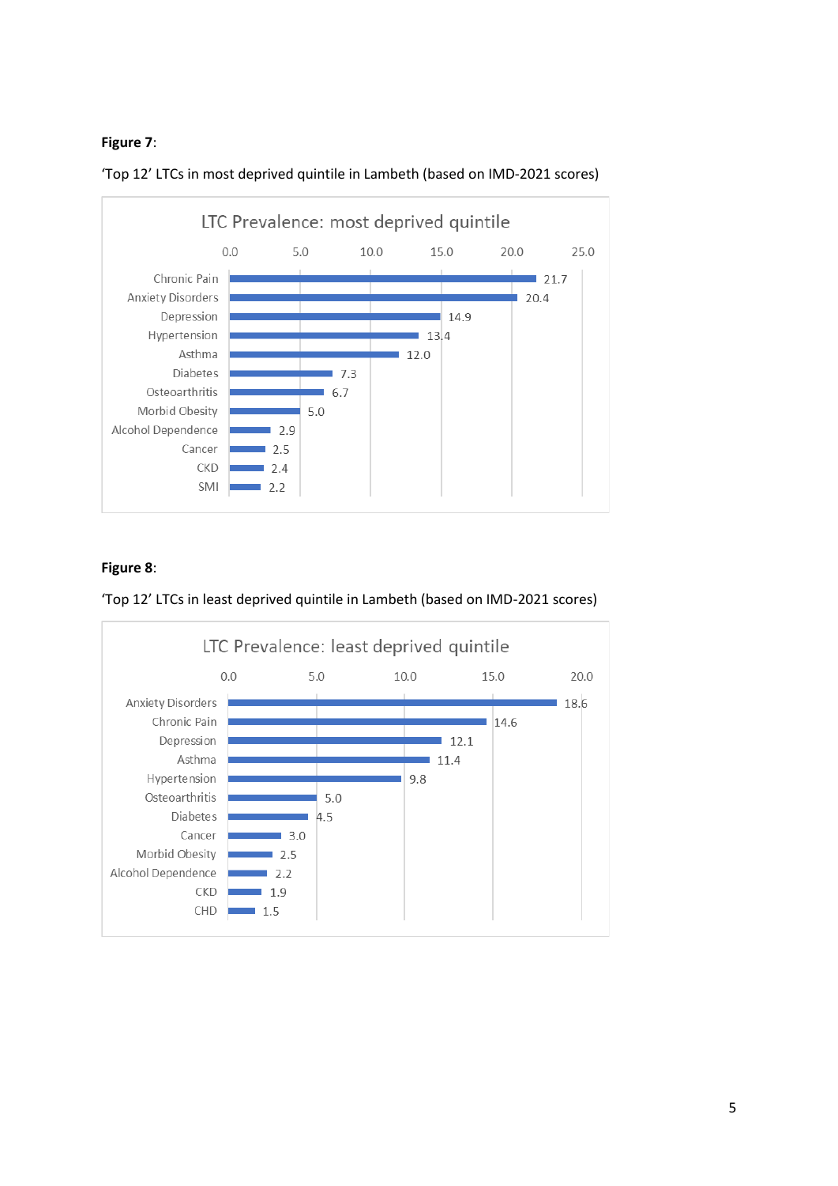**Figure 7**:

'Top 12' LTCs in most deprived quintile in Lambeth (based on IMD-2021 scores)

LTC Prevalence: most deprived quintile

| Condition | Prevalence |
|---|---|
| Chronic Pain | 21.7 |
| Anxiety Disorders | 20.4 |
| Depression | 14.9 |
| Hypertension | 13.4 |
| Asthma | 12.0 |
| Diabetes | 7.3 |
| Osteoarthritis | 6.7 |
| Morbid Obesity | 5.0 |
| Alcohol Dependence | 2.9 |
| Cancer | 2.5 |
| CKD | 2.4 |
| SMI | 2.2 |

**Figure 8**:

'Top 12' LTCs in least deprived quintile in Lambeth (based on IMD-2021 scores)

LTC Prevalence: least deprived quintile

| Condition | Prevalence |
|---|---|
| Anxiety Disorders | 18.6 |
| Chronic Pain | 14.6 |
| Depression | 12.1 |
| Asthma | 11.4 |
| Hypertension | 9.8 |
| Osteoarthritis | 5.0 |
| Diabetes | 4.5 |
| Cancer | 3.0 |
| Morbid Obesity | 2.5 |
| Alcohol Dependence | 2.2 |
| CKD | 1.9 |
| CHD | 1.5 |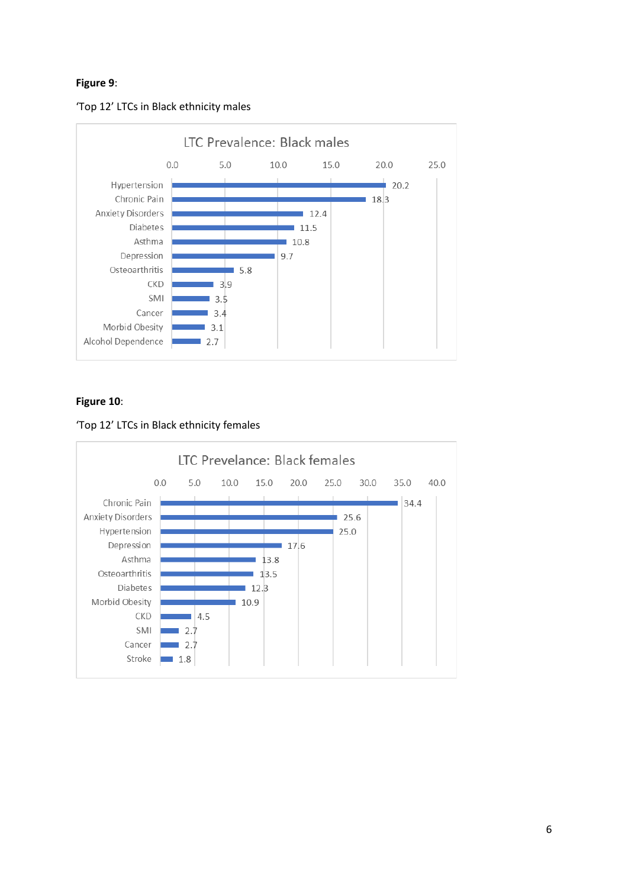**Figure 9**:

'Top 12' LTCs in Black ethnicity males

LTC Prevalence: Black males

| Condition | Prevalence |
| --- | --- |
| Hypertension | 20.2 |
| Chronic Pain | 18.3 |
| Anxiety Disorders | 12.4 |
| Diabetes | 11.5 |
| Asthma | 10.8 |
| Depression | 9.7 |
| Osteoarthritis | 5.8 |
| CKD | 3.9 |
| SMI | 3.5 |
| Cancer | 3.4 |
| Morbid Obesity | 3.1 |
| Alcohol Dependence | 2.7 |

**Figure 10**:

'Top 12' LTCs in Black ethnicity females

LTC Prevelance: Black females

| Condition | Prevalence |
| --- | --- |
| Chronic Pain | 34.4 |
| Anxiety Disorders | 25.6 |
| Hypertension | 25.0 |
| Depression | 17.6 |
| Asthma | 13.8 |
| Osteoarthritis | 13.5 |
| Diabetes | 12.3 |
| Morbid Obesity | 10.9 |
| CKD | 4.5 |
| SMI | 2.7 |
| Cancer | 2.7 |
| Stroke | 1.8 |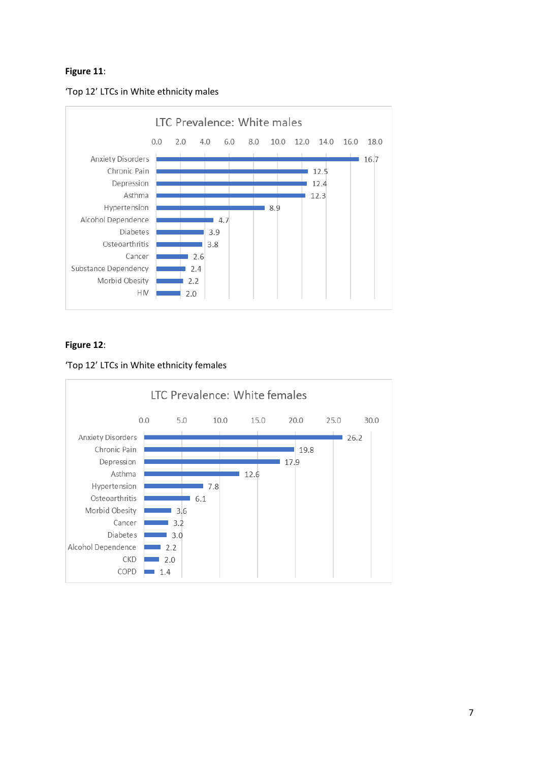**Figure 11**:

'Top 12' LTCs in White ethnicity males

LTC Prevalence: White males

| Condition | Prevalence |
|---|---|
| Anxiety Disorders | 16.7 |
| Chronic Pain | 12.5 |
| Depression | 12.4 |
| Asthma | 12.3 |
| Hypertension | 8.9 |
| Alcohol Dependence | 4.7 |
| Diabetes | 3.9 |
| Osteoarthritis | 3.8 |
| Cancer | 2.6 |
| Substance Dependency | 2.4 |
| Morbid Obesity | 2.2 |
| HIV | 2.0 |

**Figure 12**:

'Top 12' LTCs in White ethnicity females

LTC Prevalence: White females

| Condition | Prevalence |
|---|---|
| Anxiety Disorders | 26.2 |
| Chronic Pain | 19.8 |
| Depression | 17.9 |
| Asthma | 12.6 |
| Hypertension | 7.8 |
| Osteoarthritis | 6.1 |
| Morbid Obesity | 3.6 |
| Cancer | 3.2 |
| Diabetes | 3.0 |
| Alcohol Dependence | 2.2 |
| CKD | 2.0 |
| COPD | 1.4 |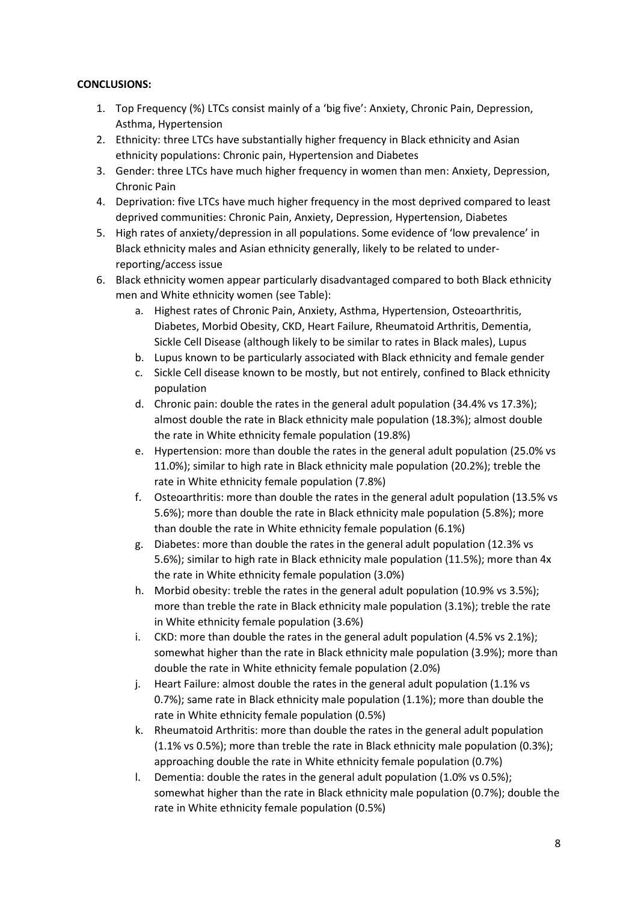**CONCLUSIONS:**

1. Top Frequency (%) LTCs consist mainly of a 'big five': Anxiety, Chronic Pain, Depression, Asthma, Hypertension
2. Ethnicity: three LTCs have substantially higher frequency in Black ethnicity and Asian ethnicity populations: Chronic pain, Hypertension and Diabetes
3. Gender: three LTCs have much higher frequency in women than men: Anxiety, Depression, Chronic Pain
4. Deprivation: five LTCs have much higher frequency in the most deprived compared to least deprived communities: Chronic Pain, Anxiety, Depression, Hypertension, Diabetes
5. High rates of anxiety/depression in all populations. Some evidence of 'low prevalence' in Black ethnicity males and Asian ethnicity generally, likely to be related to under-reporting/access issue
6. Black ethnicity women appear particularly disadvantaged compared to both Black ethnicity men and White ethnicity women (see Table):
   a. Highest rates of Chronic Pain, Anxiety, Asthma, Hypertension, Osteoarthritis, Diabetes, Morbid Obesity, CKD, Heart Failure, Rheumatoid Arthritis, Dementia, Sickle Cell Disease (although likely to be similar to rates in Black males), Lupus
   b. Lupus known to be particularly associated with Black ethnicity and female gender
   c. Sickle Cell disease known to be mostly, but not entirely, confined to Black ethnicity population
   d. Chronic pain: double the rates in the general adult population (34.4% vs 17.3%); almost double the rate in Black ethnicity male population (18.3%); almost double the rate in White ethnicity female population (19.8%)
   e. Hypertension: more than double the rates in the general adult population (25.0% vs 11.0%); similar to high rate in Black ethnicity male population (20.2%); treble the rate in White ethnicity female population (7.8%)
   f. Osteoarthritis: more than double the rates in the general adult population (13.5% vs 5.6%); more than double the rate in Black ethnicity male population (5.8%); more than double the rate in White ethnicity female population (6.1%)
   g. Diabetes: more than double the rates in the general adult population (12.3% vs 5.6%); similar to high rate in Black ethnicity male population (11.5%); more than 4x the rate in White ethnicity female population (3.0%)
   h. Morbid obesity: treble the rates in the general adult population (10.9% vs 3.5%); more than treble the rate in Black ethnicity male population (3.1%); treble the rate in White ethnicity female population (3.6%)
   i. CKD: more than double the rates in the general adult population (4.5% vs 2.1%); somewhat higher than the rate in Black ethnicity male population (3.9%); more than double the rate in White ethnicity female population (2.0%)
   j. Heart Failure: almost double the rates in the general adult population (1.1% vs 0.7%); same rate in Black ethnicity male population (1.1%); more than double the rate in White ethnicity female population (0.5%)
   k. Rheumatoid Arthritis: more than double the rates in the general adult population (1.1% vs 0.5%); more than treble the rate in Black ethnicity male population (0.3%); approaching double the rate in White ethnicity female population (0.7%)
   l. Dementia: double the rates in the general adult population (1.0% vs 0.5%); somewhat higher than the rate in Black ethnicity male population (0.7%); double the rate in White ethnicity female population (0.5%)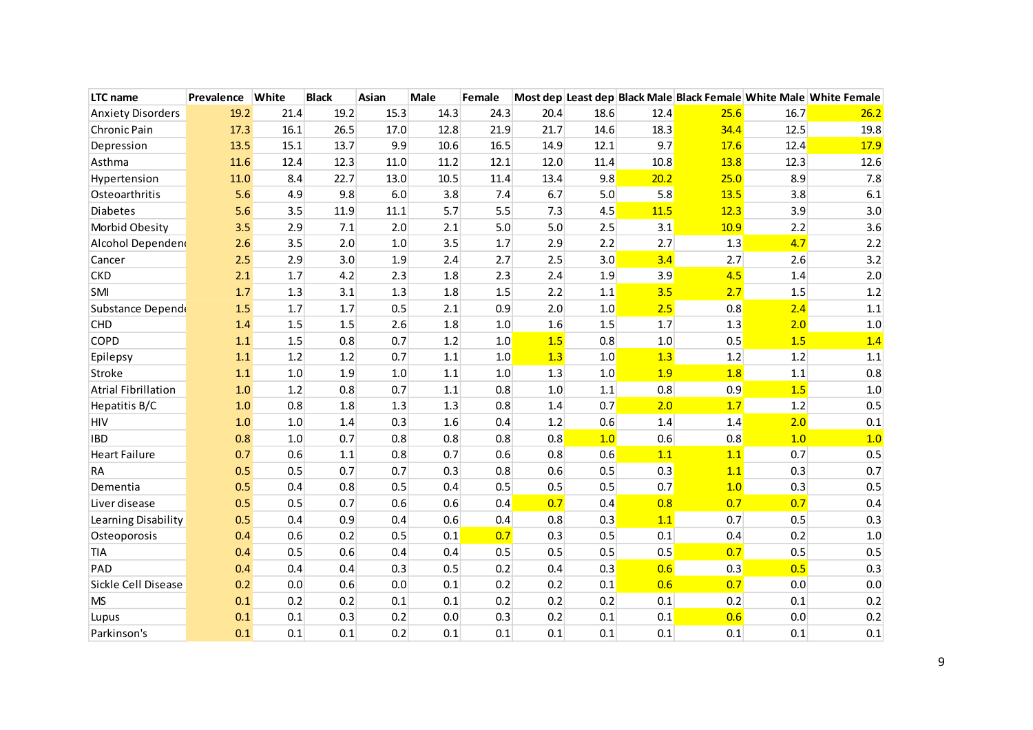| LTC name | Prevalence | White | Black | Asian | Male | Female | Most dep | Least dep | Black Male | Black Female | White Male | White Female |
|---|---|---|---|---|---|---|---|---|---|---|---|---|
| Anxiety Disorders | 19.2 | 21.4 | 19.2 | 15.3 | 14.3 | 24.3 | 20.4 | 18.6 | 12.4 | 25.6 | 16.7 | 26.2 |
| Chronic Pain | 17.3 | 16.1 | 26.5 | 17.0 | 12.8 | 21.9 | 21.7 | 14.6 | 18.3 | 34.4 | 12.5 | 19.8 |
| Depression | 13.5 | 15.1 | 13.7 | 9.9 | 10.6 | 16.5 | 14.9 | 12.1 | 9.7 | 17.6 | 12.4 | 17.9 |
| Asthma | 11.6 | 12.4 | 12.3 | 11.0 | 11.2 | 12.1 | 12.0 | 11.4 | 10.8 | 13.8 | 12.3 | 12.6 |
| Hypertension | 11.0 | 8.4 | 22.7 | 13.0 | 10.5 | 11.4 | 13.4 | 9.8 | 20.2 | 25.0 | 8.9 | 7.8 |
| Osteoarthritis | 5.6 | 4.9 | 9.8 | 6.0 | 3.8 | 7.4 | 6.7 | 5.0 | 5.8 | 13.5 | 3.8 | 6.1 |
| Diabetes | 5.6 | 3.5 | 11.9 | 11.1 | 5.7 | 5.5 | 7.3 | 4.5 | 11.5 | 12.3 | 3.9 | 3.0 |
| Morbid Obesity | 3.5 | 2.9 | 7.1 | 2.0 | 2.1 | 5.0 | 5.0 | 2.5 | 3.1 | 10.9 | 2.2 | 3.6 |
| Alcohol Dependenc | 2.6 | 3.5 | 2.0 | 1.0 | 3.5 | 1.7 | 2.9 | 2.2 | 2.7 | 1.3 | 4.7 | 2.2 |
| Cancer | 2.5 | 2.9 | 3.0 | 1.9 | 2.4 | 2.7 | 2.5 | 3.0 | 3.4 | 2.7 | 2.6 | 3.2 |
| CKD | 2.1 | 1.7 | 4.2 | 2.3 | 1.8 | 2.3 | 2.4 | 1.9 | 3.9 | 4.5 | 1.4 | 2.0 |
| SMI | 1.7 | 1.3 | 3.1 | 1.3 | 1.8 | 1.5 | 2.2 | 1.1 | 3.5 | 2.7 | 1.5 | 1.2 |
| Substance Depende | 1.5 | 1.7 | 1.7 | 0.5 | 2.1 | 0.9 | 2.0 | 1.0 | 2.5 | 0.8 | 2.4 | 1.1 |
| CHD | 1.4 | 1.5 | 1.5 | 2.6 | 1.8 | 1.0 | 1.6 | 1.5 | 1.7 | 1.3 | 2.0 | 1.0 |
| COPD | 1.1 | 1.5 | 0.8 | 0.7 | 1.2 | 1.0 | 1.5 | 0.8 | 1.0 | 0.5 | 1.5 | 1.4 |
| Epilepsy | 1.1 | 1.2 | 1.2 | 0.7 | 1.1 | 1.0 | 1.3 | 1.0 | 1.3 | 1.2 | 1.2 | 1.1 |
| Stroke | 1.1 | 1.0 | 1.9 | 1.0 | 1.1 | 1.0 | 1.3 | 1.0 | 1.9 | 1.8 | 1.1 | 0.8 |
| Atrial Fibrillation | 1.0 | 1.2 | 0.8 | 0.7 | 1.1 | 0.8 | 1.0 | 1.1 | 0.8 | 0.9 | 1.5 | 1.0 |
| Hepatitis B/C | 1.0 | 0.8 | 1.8 | 1.3 | 1.3 | 0.8 | 1.4 | 0.7 | 2.0 | 1.7 | 1.2 | 0.5 |
| HIV | 1.0 | 1.0 | 1.4 | 0.3 | 1.6 | 0.4 | 1.2 | 0.6 | 1.4 | 1.4 | 2.0 | 0.1 |
| IBD | 0.8 | 1.0 | 0.7 | 0.8 | 0.8 | 0.8 | 0.8 | 1.0 | 0.6 | 0.8 | 1.0 | 1.0 |
| Heart Failure | 0.7 | 0.6 | 1.1 | 0.8 | 0.7 | 0.6 | 0.8 | 0.6 | 1.1 | 1.1 | 0.7 | 0.5 |
| RA | 0.5 | 0.5 | 0.7 | 0.7 | 0.3 | 0.8 | 0.6 | 0.5 | 0.3 | 1.1 | 0.3 | 0.7 |
| Dementia | 0.5 | 0.4 | 0.8 | 0.5 | 0.4 | 0.5 | 0.5 | 0.5 | 0.7 | 1.0 | 0.3 | 0.5 |
| Liver disease | 0.5 | 0.5 | 0.7 | 0.6 | 0.6 | 0.4 | 0.7 | 0.4 | 0.8 | 0.7 | 0.7 | 0.4 |
| Learning Disability | 0.5 | 0.4 | 0.9 | 0.4 | 0.6 | 0.4 | 0.8 | 0.3 | 1.1 | 0.7 | 0.5 | 0.3 |
| Osteoporosis | 0.4 | 0.6 | 0.2 | 0.5 | 0.1 | 0.7 | 0.3 | 0.5 | 0.1 | 0.4 | 0.2 | 1.0 |
| TIA | 0.4 | 0.5 | 0.6 | 0.4 | 0.4 | 0.5 | 0.5 | 0.5 | 0.5 | 0.7 | 0.5 | 0.5 |
| PAD | 0.4 | 0.4 | 0.4 | 0.3 | 0.5 | 0.2 | 0.4 | 0.3 | 0.6 | 0.3 | 0.5 | 0.3 |
| Sickle Cell Disease | 0.2 | 0.0 | 0.6 | 0.0 | 0.1 | 0.2 | 0.2 | 0.1 | 0.6 | 0.7 | 0.0 | 0.0 |
| MS | 0.1 | 0.2 | 0.2 | 0.1 | 0.1 | 0.2 | 0.2 | 0.2 | 0.1 | 0.2 | 0.1 | 0.2 |
| Lupus | 0.1 | 0.1 | 0.3 | 0.2 | 0.0 | 0.3 | 0.2 | 0.1 | 0.1 | 0.6 | 0.0 | 0.2 |
| Parkinson's | 0.1 | 0.1 | 0.1 | 0.2 | 0.1 | 0.1 | 0.1 | 0.1 | 0.1 | 0.1 | 0.1 | 0.1 |